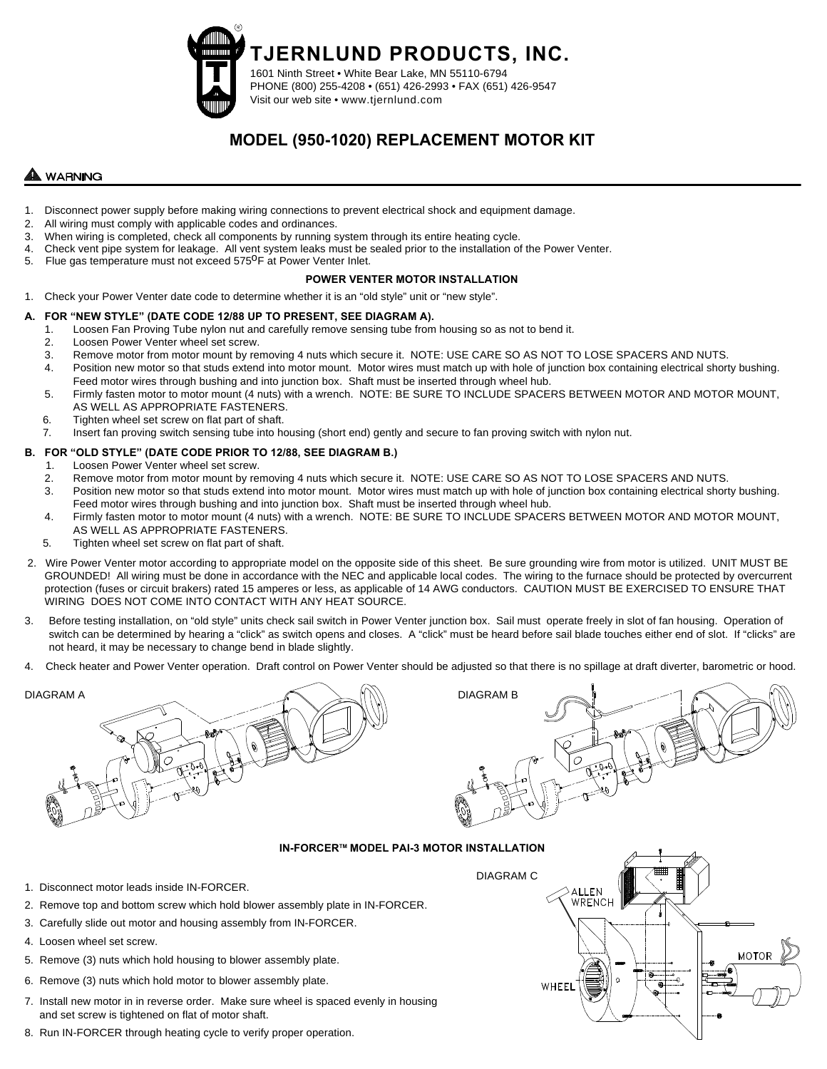# TJERNLUND PRODUCTS, INC.

1601 Ninth Street • White Bear Lake, MN 55110-6794
PHONE (800) 255-4208 • (651) 426-2993 • FAX (651) 426-9547
Visit our web site • www.tjernlund.com

## MODEL (950-1020) REPLACEMENT MOTOR KIT

**⚠ WARNING**

1. Disconnect power supply before making wiring connections to prevent electrical shock and equipment damage.
2. All wiring must comply with applicable codes and ordinances.
3. When wiring is completed, check all components by running system through its entire heating cycle.
4. Check vent pipe system for leakage. All vent system leaks must be sealed prior to the installation of the Power Venter.
5. Flue gas temperature must not exceed 575$^{o}$F at Power Venter Inlet.

### POWER VENTER MOTOR INSTALLATION

1. Check your Power Venter date code to determine whether it is an "old style" unit or "new style".

**A. FOR "NEW STYLE" (DATE CODE 12/88 UP TO PRESENT, SEE DIAGRAM A).**

1. Loosen Fan Proving Tube nylon nut and carefully remove sensing tube from housing so as not to bend it.
2. Loosen Power Venter wheel set screw.
3. Remove motor from motor mount by removing 4 nuts which secure it. NOTE: USE CARE SO AS NOT TO LOSE SPACERS AND NUTS.
4. Position new motor so that studs extend into motor mount. Motor wires must match up with hole of junction box containing electrical shorty bushing. Feed motor wires through bushing and into junction box. Shaft must be inserted through wheel hub.
5. Firmly fasten motor to motor mount (4 nuts) with a wrench. NOTE: BE SURE TO INCLUDE SPACERS BETWEEN MOTOR AND MOTOR MOUNT, AS WELL AS APPROPRIATE FASTENERS.
6. Tighten wheel set screw on flat part of shaft.
7. Insert fan proving switch sensing tube into housing (short end) gently and secure to fan proving switch with nylon nut.

**B. FOR "OLD STYLE" (DATE CODE PRIOR TO 12/88, SEE DIAGRAM B.)**

1. Loosen Power Venter wheel set screw.
2. Remove motor from motor mount by removing 4 nuts which secure it. NOTE: USE CARE SO AS NOT TO LOSE SPACERS AND NUTS.
3. Position new motor so that studs extend into motor mount. Motor wires must match up with hole of junction box containing electrical shorty bushing. Feed motor wires through bushing and into junction box. Shaft must be inserted through wheel hub.
4. Firmly fasten motor to motor mount (4 nuts) with a wrench. NOTE: BE SURE TO INCLUDE SPACERS BETWEEN MOTOR AND MOTOR MOUNT, AS WELL AS APPROPRIATE FASTENERS.
5. Tighten wheel set screw on flat part of shaft.

2. Wire Power Venter motor according to appropriate model on the opposite side of this sheet. Be sure grounding wire from motor is utilized. UNIT MUST BE GROUNDED! All wiring must be done in accordance with the NEC and applicable local codes. The wiring to the furnace should be protected by overcurrent protection (fuses or circuit brakers) rated 15 amperes or less, as applicable of 14 AWG conductors. CAUTION MUST BE EXERCISED TO ENSURE THAT WIRING DOES NOT COME INTO CONTACT WITH ANY HEAT SOURCE.

3. Before testing installation, on "old style" units check sail switch in Power Venter junction box. Sail must operate freely in slot of fan housing. Operation of switch can be determined by hearing a "click" as switch opens and closes. A "click" must be heard before sail blade touches either end of slot. If "clicks" are not heard, it may be necessary to change bend in blade slightly.

4. Check heater and Power Venter operation. Draft control on Power Venter should be adjusted so that there is no spillage at draft diverter, barometric or hood.

DIAGRAM A

DIAGRAM B

### IN-FORCER™ MODEL PAI-3 MOTOR INSTALLATION

1. Disconnect motor leads inside IN-FORCER.
2. Remove top and bottom screw which hold blower assembly plate in IN-FORCER.
3. Carefully slide out motor and housing assembly from IN-FORCER.
4. Loosen wheel set screw.
5. Remove (3) nuts which hold housing to blower assembly plate.
6. Remove (3) nuts which hold motor to blower assembly plate.
7. Install new motor in in reverse order. Make sure wheel is spaced evenly in housing and set screw is tightened on flat of motor shaft.
8. Run IN-FORCER through heating cycle to verify proper operation.

DIAGRAM C

ALLEN WRENCH

MOTOR

WHEEL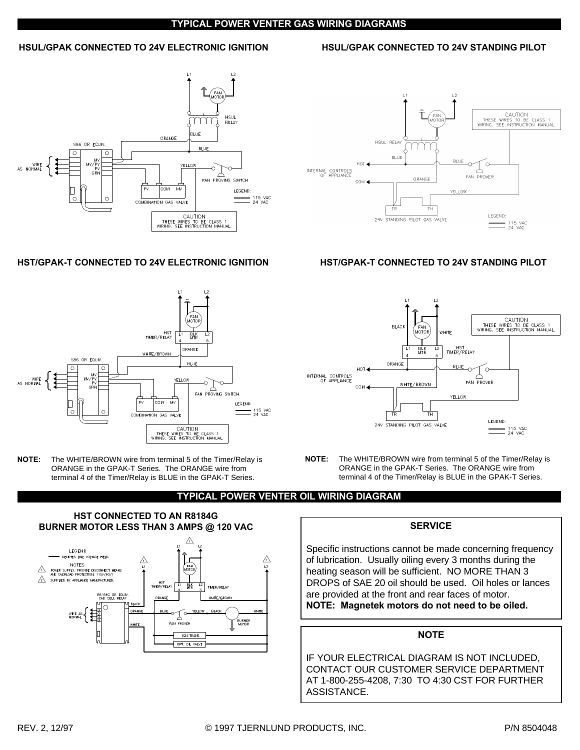## TYPICAL POWER VENTER GAS WIRING DIAGRAMS

### HSUL/GPAK CONNECTED TO 24V ELECTRONIC IGNITION

L1
L2
FAN MOTOR
HSUL RELAY
ORANGE
BLUE
S86 OR EQUIV.
BLUE
WIRE AS NORMAL
MV
MV/PV
PV
GRN
YELLOW
FAN PROVING SWITCH
PV
COM
MV
COMBINATION GAS VALVE
LEGEND:
115 VAC
24 VAC
CAUTION
THESE WIRES TO BE CLASS 1 WIRING. SEE INSTRUCTION MANUAL.

### HSUL/GPAK CONNECTED TO 24V STANDING PILOT

L1
L2
FAN MOTOR
CAUTION
THESE WIRES TO BE CLASS 1 WIRING. SEE INSTRUCTION MANUAL.
HSUL RELAY
BLUE
HOT
BLUE
INTERNAL CONTROLS OF APPLIANCE
FAN PROVER
COM
ORANGE
YELLOW
TR
TH
24V STANDING PILOT GAS VALVE
LEGEND:
115 VAC
24 VAC

### HST/GPAK-T CONNECTED TO 24V ELECTRONIC IGNITION

L1
L2
FAN MOTOR
HST TIMER/RELAY
L1 4
BLK MTR
L2 5
ORANGE
WHITE/BROWN
S86 OR EQUIV.
BLUE
WIRE AS NORMAL
MV
MV/PV
PV
GRN
YELLOW
FAN PROVING SWITCH
PV
COM
MV
COMBINATION GAS VALVE
LEGEND:
115 VAC
24 VAC
CAUTION
THESE WIRES TO BE CLASS 1 WIRING. SEE INSTRUCTION MANUAL.

**NOTE:** The WHITE/BROWN wire from terminal 5 of the Timer/Relay is ORANGE in the GPAK-T Series. The ORANGE wire from terminal 4 of the Timer/Relay is BLUE in the GPAK-T Series.

### HST/GPAK-T CONNECTED TO 24V STANDING PILOT

L1
L2
BLACK
FAN MOTOR
WHITE
CAUTION
THESE WIRES TO BE CLASS 1 WIRING. SEE INSTRUCTION MANUAL.
L1 4
BLK MTR
L2 5
HST TIMER/RELAY
ORANGE
HOT
BLUE
INTERNAL CONTROLS OF APPLIANCE
FAN PROVER
COM
WHITE/BROWN
YELLOW
TR
TH
24V STANDING PILOT GAS VALVE
LEGEND:
115 VAC
24 VAC

**NOTE:** The WHITE/BROWN wire from terminal 5 of the Timer/Relay is ORANGE in the GPAK-T Series. The ORANGE wire from terminal 4 of the Timer/Relay is BLUE in the GPAK-T Series.

## TYPICAL POWER VENTER OIL WIRING DIAGRAM

### HST CONNECTED TO AN R8184G BURNER MOTOR LESS THAN 3 AMPS @ 120 VAC

LEGEND
DENOTES LINE VOLTAGE FIELD.
NOTES
1. POWER SUPPLY. PROVIDE DISCONNECT MEANS AND OVERLOAD PROTECTION. 115V/60/1
2. SUPPLIED BY APPLIANCE MANUFACTURER.
L1
L2
FAN MOTOR
HST TIMER/RELAY
L1 4
BLK MTR
L2 5
TIMER/RELAY
R8184G OR EQUIV. CAD CELL RELAY
BLACK
ORANGE
WHITE/BROWN
WIRE AS NORMAL
ORANGE
BLUE
YELLOW
BLACK
WHITE
WHITE
FAN PROVER
BURNER MOTOR
IGN TRANS
OPT. OIL VALVE

### SERVICE

Specific instructions cannot be made concerning frequency of lubrication. Usually oiling every 3 months during the heating season will be sufficient. NO MORE THAN 3 DROPS of SAE 20 oil should be used. Oil holes or lances are provided at the front and rear faces of motor.
**NOTE: Magnetek motors do not need to be oiled.**

### NOTE

IF YOUR ELECTRICAL DIAGRAM IS NOT INCLUDED, CONTACT OUR CUSTOMER SERVICE DEPARTMENT AT 1-800-255-4208, 7:30 TO 4:30 CST FOR FURTHER ASSISTANCE.

REV. 2, 12/97 © 1997 TJERNLUND PRODUCTS, INC. P/N 8504048